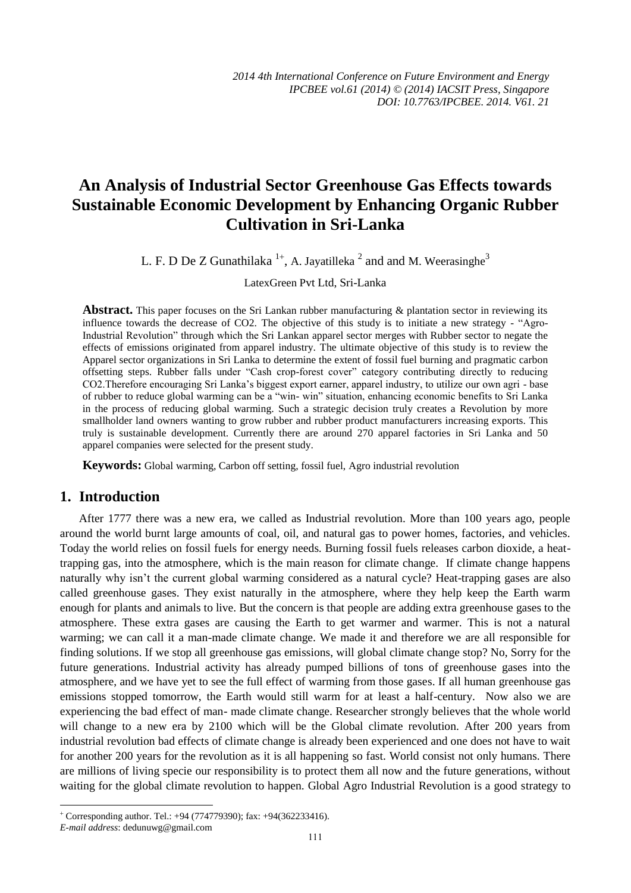# An Analysis of Industrial Sector Greenhouse Gas Effects towards Sustainable Economic Development by Enhancing Organic Rubber Cultivation in Sri-Lanka

L. F. D De Z Gunathilaka [1+], A. Jayatilleka [2] and and M. Weerasinghe[3]

LatexGreen Pvt Ltd, Sri-Lanka

**Abstract.** This paper focuses on the Sri Lankan rubber manufacturing & plantation sector in reviewing its influence towards the decrease of CO2. The objective of this study is to initiate a new strategy - "Agro-Industrial Revolution" through which the Sri Lankan apparel sector merges with Rubber sector to negate the effects of emissions originated from apparel industry. The ultimate objective of this study is to review the Apparel sector organizations in Sri Lanka to determine the extent of fossil fuel burning and pragmatic carbon offsetting steps. Rubber falls under "Cash crop-forest cover" category contributing directly to reducing CO2.Therefore encouraging Sri Lanka's biggest export earner, apparel industry, to utilize our own agri - base of rubber to reduce global warming can be a "win- win" situation, enhancing economic benefits to Sri Lanka in the process of reducing global warming. Such a strategic decision truly creates a Revolution by more smallholder land owners wanting to grow rubber and rubber product manufacturers increasing exports. This truly is sustainable development. Currently there are around 270 apparel factories in Sri Lanka and 50 apparel companies were selected for the present study.

**Keywords:** Global warming, Carbon off setting, fossil fuel, Agro industrial revolution

## 1. Introduction

After 1777 there was a new era, we called as Industrial revolution. More than 100 years ago, people around the world burnt large amounts of coal, oil, and natural gas to power homes, factories, and vehicles. Today the world relies on fossil fuels for energy needs. Burning fossil fuels releases carbon dioxide, a heat-trapping gas, into the atmosphere, which is the main reason for climate change. If climate change happens naturally why isn't the current global warming considered as a natural cycle? Heat-trapping gases are also called greenhouse gases. They exist naturally in the atmosphere, where they help keep the Earth warm enough for plants and animals to live. But the concern is that people are adding extra greenhouse gases to the atmosphere. These extra gases are causing the Earth to get warmer and warmer. This is not a natural warming; we can call it a man-made climate change. We made it and therefore we are all responsible for finding solutions. If we stop all greenhouse gas emissions, will global climate change stop? No, Sorry for the future generations. Industrial activity has already pumped billions of tons of greenhouse gases into the atmosphere, and we have yet to see the full effect of warming from those gases. If all human greenhouse gas emissions stopped tomorrow, the Earth would still warm for at least a half-century. Now also we are experiencing the bad effect of man- made climate change. Researcher strongly believes that the whole world will change to a new era by 2100 which will be the Global climate revolution. After 200 years from industrial revolution bad effects of climate change is already been experienced and one does not have to wait for another 200 years for the revolution as it is all happening so fast. World consist not only humans. There are millions of living specie our responsibility is to protect them all now and the future generations, without waiting for the global climate revolution to happen. Global Agro Industrial Revolution is a good strategy to

[+] Corresponding author. Tel.: +94 (774779390); fax: +94(362233416).
*E-mail address*: dedunuwg@gmail.com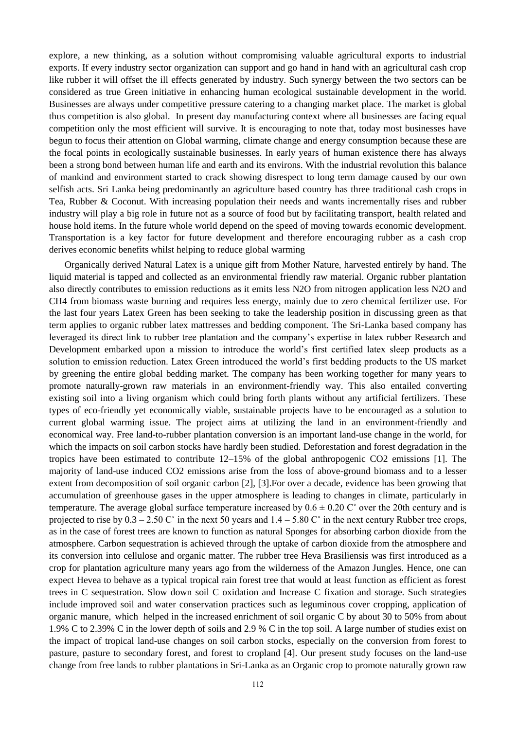explore, a new thinking, as a solution without compromising valuable agricultural exports to industrial exports. If every industry sector organization can support and go hand in hand with an agricultural cash crop like rubber it will offset the ill effects generated by industry. Such synergy between the two sectors can be considered as true Green initiative in enhancing human ecological sustainable development in the world. Businesses are always under competitive pressure catering to a changing market place. The market is global thus competition is also global. In present day manufacturing context where all businesses are facing equal competition only the most efficient will survive. It is encouraging to note that, today most businesses have begun to focus their attention on Global warming, climate change and energy consumption because these are the focal points in ecologically sustainable businesses. In early years of human existence there has always been a strong bond between human life and earth and its environs. With the industrial revolution this balance of mankind and environment started to crack showing disrespect to long term damage caused by our own selfish acts. Sri Lanka being predominantly an agriculture based country has three traditional cash crops in Tea, Rubber & Coconut. With increasing population their needs and wants incrementally rises and rubber industry will play a big role in future not as a source of food but by facilitating transport, health related and house hold items. In the future whole world depend on the speed of moving towards economic development. Transportation is a key factor for future development and therefore encouraging rubber as a cash crop derives economic benefits whilst helping to reduce global warming

Organically derived Natural Latex is a unique gift from Mother Nature, harvested entirely by hand. The liquid material is tapped and collected as an environmental friendly raw material. Organic rubber plantation also directly contributes to emission reductions as it emits less $N_2O$ from nitrogen application less $N_2O$ and $CH_4$ from biomass waste burning and requires less energy, mainly due to zero chemical fertilizer use. For the last four years Latex Green has been seeking to take the leadership position in discussing green as that term applies to organic rubber latex mattresses and bedding component. The Sri-Lanka based company has leveraged its direct link to rubber tree plantation and the company's expertise in latex rubber Research and Development embarked upon a mission to introduce the world's first certified latex sleep products as a solution to emission reduction. Latex Green introduced the world's first bedding products to the US market by greening the entire global bedding market. The company has been working together for many years to promote naturally-grown raw materials in an environment-friendly way. This also entailed converting existing soil into a living organism which could bring forth plants without any artificial fertilizers. These types of eco-friendly yet economically viable, sustainable projects have to be encouraged as a solution to current global warming issue. The project aims at utilizing the land in an environment-friendly and economical way. Free land-to-rubber plantation conversion is an important land-use change in the world, for which the impacts on soil carbon stocks have hardly been studied. Deforestation and forest degradation in the tropics have been estimated to contribute 12–15% of the global anthropogenic $CO_2$ emissions [1]. The majority of land-use induced $CO_2$ emissions arise from the loss of above-ground biomass and to a lesser extent from decomposition of soil organic carbon [2], [3].For over a decade, evidence has been growing that accumulation of greenhouse gases in the upper atmosphere is leading to changes in climate, particularly in temperature. The average global surface temperature increased by $0.6 \pm 0.20$ C˚ over the 20th century and is projected to rise by $0.3 – 2.50$ C˚ in the next 50 years and $1.4 – 5.80$ C˚ in the next century Rubber tree crops, as in the case of forest trees are known to function as natural Sponges for absorbing carbon dioxide from the atmosphere. Carbon sequestration is achieved through the uptake of carbon dioxide from the atmosphere and its conversion into cellulose and organic matter. The rubber tree Heva Brasiliensis was first introduced as a crop for plantation agriculture many years ago from the wilderness of the Amazon Jungles. Hence, one can expect Hevea to behave as a typical tropical rain forest tree that would at least function as efficient as forest trees in C sequestration. Slow down soil C oxidation and Increase C fixation and storage. Such strategies include improved soil and water conservation practices such as leguminous cover cropping, application of organic manure, which helped in the increased enrichment of soil organic C by about 30 to 50% from about 1.9% C to 2.39% C in the lower depth of soils and 2.9 % C in the top soil. A large number of studies exist on the impact of tropical land-use changes on soil carbon stocks, especially on the conversion from forest to pasture, pasture to secondary forest, and forest to cropland [4]. Our present study focuses on the land-use change from free lands to rubber plantations in Sri-Lanka as an Organic crop to promote naturally grown raw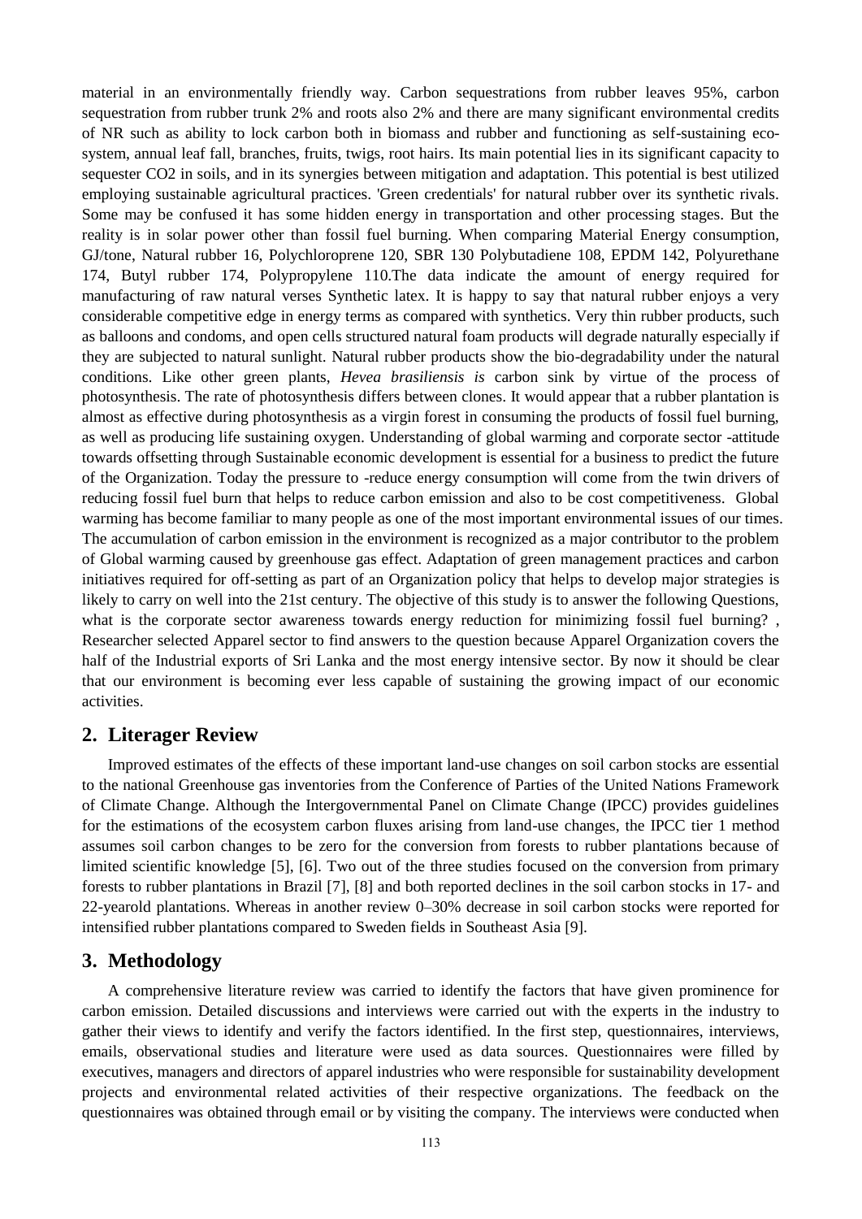material in an environmentally friendly way. Carbon sequestrations from rubber leaves 95%, carbon sequestration from rubber trunk 2% and roots also 2% and there are many significant environmental credits of NR such as ability to lock carbon both in biomass and rubber and functioning as self-sustaining eco-system, annual leaf fall, branches, fruits, twigs, root hairs. Its main potential lies in its significant capacity to sequester CO2 in soils, and in its synergies between mitigation and adaptation. This potential is best utilized employing sustainable agricultural practices. 'Green credentials' for natural rubber over its synthetic rivals. Some may be confused it has some hidden energy in transportation and other processing stages. But the reality is in solar power other than fossil fuel burning. When comparing Material Energy consumption, GJ/tone, Natural rubber 16, Polychloroprene 120, SBR 130 Polybutadiene 108, EPDM 142, Polyurethane 174, Butyl rubber 174, Polypropylene 110.The data indicate the amount of energy required for manufacturing of raw natural verses Synthetic latex. It is happy to say that natural rubber enjoys a very considerable competitive edge in energy terms as compared with synthetics. Very thin rubber products, such as balloons and condoms, and open cells structured natural foam products will degrade naturally especially if they are subjected to natural sunlight. Natural rubber products show the bio-degradability under the natural conditions. Like other green plants, *Hevea brasiliensis is* carbon sink by virtue of the process of photosynthesis. The rate of photosynthesis differs between clones. It would appear that a rubber plantation is almost as effective during photosynthesis as a virgin forest in consuming the products of fossil fuel burning, as well as producing life sustaining oxygen. Understanding of global warming and corporate sector -attitude towards offsetting through Sustainable economic development is essential for a business to predict the future of the Organization. Today the pressure to -reduce energy consumption will come from the twin drivers of reducing fossil fuel burn that helps to reduce carbon emission and also to be cost competitiveness. Global warming has become familiar to many people as one of the most important environmental issues of our times. The accumulation of carbon emission in the environment is recognized as a major contributor to the problem of Global warming caused by greenhouse gas effect. Adaptation of green management practices and carbon initiatives required for off-setting as part of an Organization policy that helps to develop major strategies is likely to carry on well into the 21st century. The objective of this study is to answer the following Questions, what is the corporate sector awareness towards energy reduction for minimizing fossil fuel burning? , Researcher selected Apparel sector to find answers to the question because Apparel Organization covers the half of the Industrial exports of Sri Lanka and the most energy intensive sector. By now it should be clear that our environment is becoming ever less capable of sustaining the growing impact of our economic activities.

## 2. Literager Review

Improved estimates of the effects of these important land-use changes on soil carbon stocks are essential to the national Greenhouse gas inventories from the Conference of Parties of the United Nations Framework of Climate Change. Although the Intergovernmental Panel on Climate Change (IPCC) provides guidelines for the estimations of the ecosystem carbon fluxes arising from land-use changes, the IPCC tier 1 method assumes soil carbon changes to be zero for the conversion from forests to rubber plantations because of limited scientific knowledge [5], [6]. Two out of the three studies focused on the conversion from primary forests to rubber plantations in Brazil [7], [8] and both reported declines in the soil carbon stocks in 17- and 22-yearold plantations. Whereas in another review 0–30% decrease in soil carbon stocks were reported for intensified rubber plantations compared to Sweden fields in Southeast Asia [9].

## 3. Methodology

A comprehensive literature review was carried to identify the factors that have given prominence for carbon emission. Detailed discussions and interviews were carried out with the experts in the industry to gather their views to identify and verify the factors identified. In the first step, questionnaires, interviews, emails, observational studies and literature were used as data sources. Questionnaires were filled by executives, managers and directors of apparel industries who were responsible for sustainability development projects and environmental related activities of their respective organizations. The feedback on the questionnaires was obtained through email or by visiting the company. The interviews were conducted when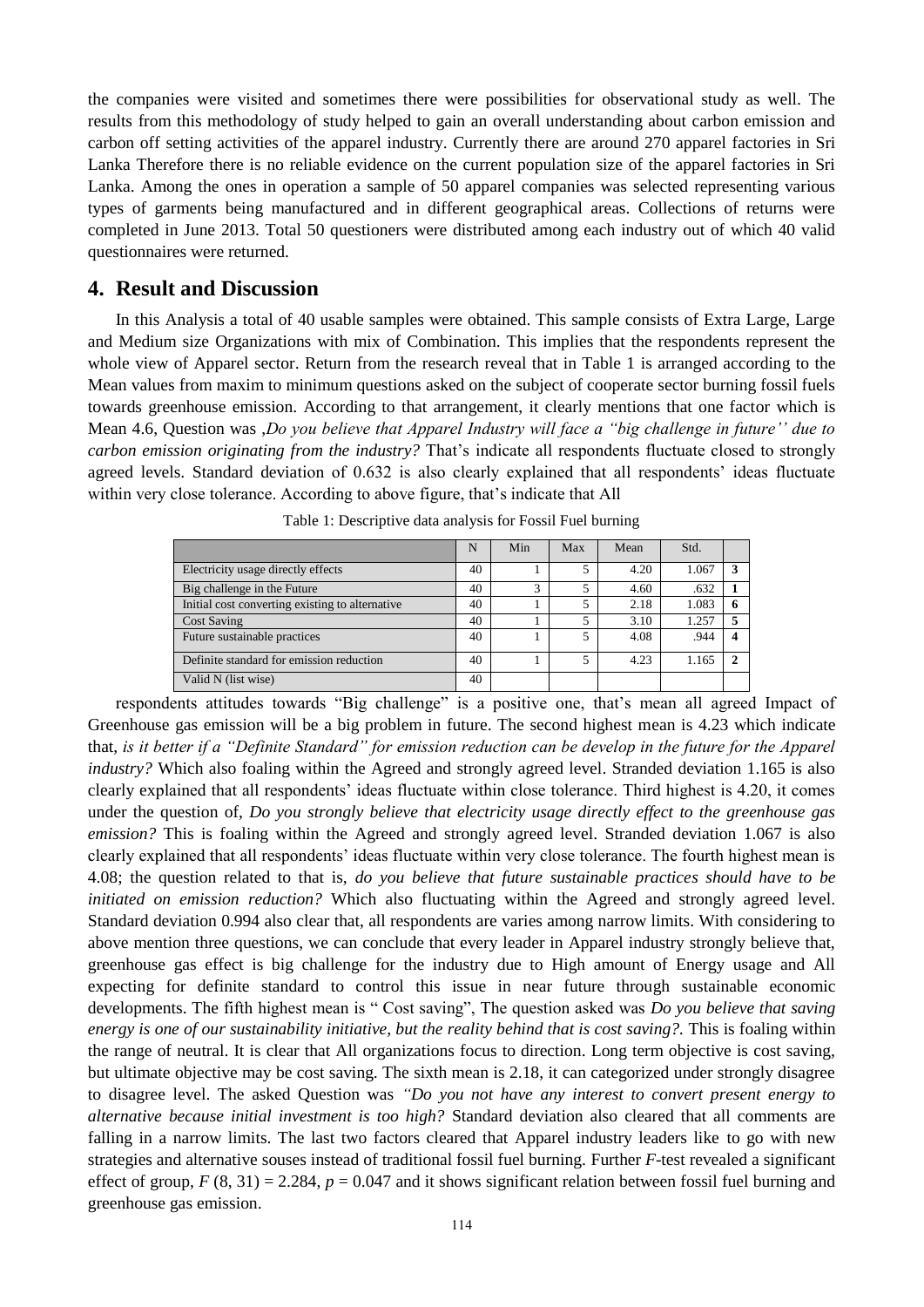the companies were visited and sometimes there were possibilities for observational study as well. The results from this methodology of study helped to gain an overall understanding about carbon emission and carbon off setting activities of the apparel industry. Currently there are around 270 apparel factories in Sri Lanka Therefore there is no reliable evidence on the current population size of the apparel factories in Sri Lanka. Among the ones in operation a sample of 50 apparel companies was selected representing various types of garments being manufactured and in different geographical areas. Collections of returns were completed in June 2013. Total 50 questioners were distributed among each industry out of which 40 valid questionnaires were returned.

## 4. Result and Discussion

In this Analysis a total of 40 usable samples were obtained. This sample consists of Extra Large, Large and Medium size Organizations with mix of Combination. This implies that the respondents represent the whole view of Apparel sector. Return from the research reveal that in Table 1 is arranged according to the Mean values from maxim to minimum questions asked on the subject of cooperate sector burning fossil fuels towards greenhouse emission. According to that arrangement, it clearly mentions that one factor which is Mean 4.6, Question was ,*Do you believe that Apparel Industry will face a "big challenge in future'' due to carbon emission originating from the industry?* That's indicate all respondents fluctuate closed to strongly agreed levels. Standard deviation of 0.632 is also clearly explained that all respondents' ideas fluctuate within very close tolerance. According to above figure, that's indicate that All

Table 1: Descriptive data analysis for Fossil Fuel burning

| | N | Min | Max | Mean | Std. | |
|---|---|---|---|---|---|---|
| Electricity usage directly effects | 40 | 1 | 5 | 4.20 | 1.067 | **3** |
| Big challenge in the Future | 40 | 3 | 5 | 4.60 | .632 | **1** |
| Initial cost converting existing to alternative | 40 | 1 | 5 | 2.18 | 1.083 | **6** |
| Cost Saving | 40 | 1 | 5 | 3.10 | 1.257 | **5** |
| Future sustainable practices | 40 | 1 | 5 | 4.08 | .944 | **4** |
| Definite standard for emission reduction | 40 | 1 | 5 | 4.23 | 1.165 | **2** |
| Valid N (list wise) | 40 | | | | | |

respondents attitudes towards "Big challenge" is a positive one, that's mean all agreed Impact of Greenhouse gas emission will be a big problem in future. The second highest mean is 4.23 which indicate that, *is it better if a "Definite Standard" for emission reduction can be develop in the future for the Apparel industry?* Which also foaling within the Agreed and strongly agreed level. Stranded deviation 1.165 is also clearly explained that all respondents' ideas fluctuate within close tolerance. Third highest is 4.20, it comes under the question of, *Do you strongly believe that electricity usage directly effect to the greenhouse gas emission?* This is foaling within the Agreed and strongly agreed level. Stranded deviation 1.067 is also clearly explained that all respondents' ideas fluctuate within very close tolerance. The fourth highest mean is 4.08; the question related to that is, *do you believe that future sustainable practices should have to be initiated on emission reduction?* Which also fluctuating within the Agreed and strongly agreed level. Standard deviation 0.994 also clear that, all respondents are varies among narrow limits. With considering to above mention three questions, we can conclude that every leader in Apparel industry strongly believe that, greenhouse gas effect is big challenge for the industry due to High amount of Energy usage and All expecting for definite standard to control this issue in near future through sustainable economic developments. The fifth highest mean is " Cost saving", The question asked was *Do you believe that saving energy is one of our sustainability initiative, but the reality behind that is cost saving?.* This is foaling within the range of neutral. It is clear that All organizations focus to direction. Long term objective is cost saving, but ultimate objective may be cost saving. The sixth mean is 2.18, it can categorized under strongly disagree to disagree level. The asked Question was *"Do you not have any interest to convert present energy to alternative because initial investment is too high?* Standard deviation also cleared that all comments are falling in a narrow limits. The last two factors cleared that Apparel industry leaders like to go with new strategies and alternative souses instead of traditional fossil fuel burning. Further *F*-test revealed a significant effect of group, $F(8, 31) = 2.284$, $p = 0.047$ and it shows significant relation between fossil fuel burning and greenhouse gas emission.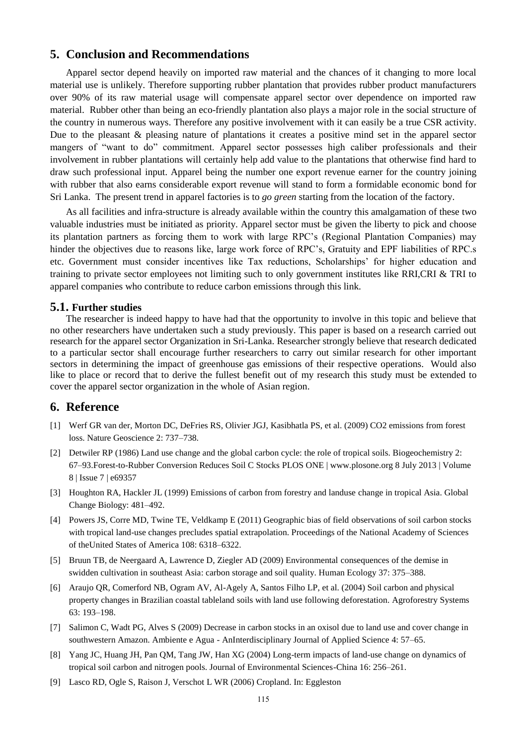## 5. Conclusion and Recommendations

Apparel sector depend heavily on imported raw material and the chances of it changing to more local material use is unlikely. Therefore supporting rubber plantation that provides rubber product manufacturers over 90% of its raw material usage will compensate apparel sector over dependence on imported raw material. Rubber other than being an eco-friendly plantation also plays a major role in the social structure of the country in numerous ways. Therefore any positive involvement with it can easily be a true CSR activity. Due to the pleasant & pleasing nature of plantations it creates a positive mind set in the apparel sector mangers of "want to do" commitment. Apparel sector possesses high caliber professionals and their involvement in rubber plantations will certainly help add value to the plantations that otherwise find hard to draw such professional input. Apparel being the number one export revenue earner for the country joining with rubber that also earns considerable export revenue will stand to form a formidable economic bond for Sri Lanka. The present trend in apparel factories is to *go green* starting from the location of the factory.

As all facilities and infra-structure is already available within the country this amalgamation of these two valuable industries must be initiated as priority. Apparel sector must be given the liberty to pick and choose its plantation partners as forcing them to work with large RPC's (Regional Plantation Companies) may hinder the objectives due to reasons like, large work force of RPC's, Gratuity and EPF liabilities of RPC.s etc. Government must consider incentives like Tax reductions, Scholarships' for higher education and training to private sector employees not limiting such to only government institutes like RRI,CRI & TRI to apparel companies who contribute to reduce carbon emissions through this link.

### 5.1. Further studies

The researcher is indeed happy to have had that the opportunity to involve in this topic and believe that no other researchers have undertaken such a study previously. This paper is based on a research carried out research for the apparel sector Organization in Sri-Lanka. Researcher strongly believe that research dedicated to a particular sector shall encourage further researchers to carry out similar research for other important sectors in determining the impact of greenhouse gas emissions of their respective operations. Would also like to place or record that to derive the fullest benefit out of my research this study must be extended to cover the apparel sector organization in the whole of Asian region.

## 6. Reference

[1] Werf GR van der, Morton DC, DeFries RS, Olivier JGJ, Kasibhatla PS, et al. (2009) CO2 emissions from forest loss. Nature Geoscience 2: 737–738.

[2] Detwiler RP (1986) Land use change and the global carbon cycle: the role of tropical soils. Biogeochemistry 2: 67–93.Forest-to-Rubber Conversion Reduces Soil C Stocks PLOS ONE | www.plosone.org 8 July 2013 | Volume 8 | Issue 7 | e69357

[3] Houghton RA, Hackler JL (1999) Emissions of carbon from forestry and landuse change in tropical Asia. Global Change Biology: 481–492.

[4] Powers JS, Corre MD, Twine TE, Veldkamp E (2011) Geographic bias of field observations of soil carbon stocks with tropical land-use changes precludes spatial extrapolation. Proceedings of the National Academy of Sciences of theUnited States of America 108: 6318–6322.

[5] Bruun TB, de Neergaard A, Lawrence D, Ziegler AD (2009) Environmental consequences of the demise in swidden cultivation in southeast Asia: carbon storage and soil quality. Human Ecology 37: 375–388.

[6] Araujo QR, Comerford NB, Ogram AV, Al-Agely A, Santos Filho LP, et al. (2004) Soil carbon and physical property changes in Brazilian coastal tableland soils with land use following deforestation. Agroforestry Systems 63: 193–198.

[7] Salimon C, Wadt PG, Alves S (2009) Decrease in carbon stocks in an oxisol due to land use and cover change in southwestern Amazon. Ambiente e Agua - AnInterdisciplinary Journal of Applied Science 4: 57–65.

[8] Yang JC, Huang JH, Pan QM, Tang JW, Han XG (2004) Long-term impacts of land-use change on dynamics of tropical soil carbon and nitrogen pools. Journal of Environmental Sciences-China 16: 256–261.

[9] Lasco RD, Ogle S, Raison J, Verschot L WR (2006) Cropland. In: Eggleston